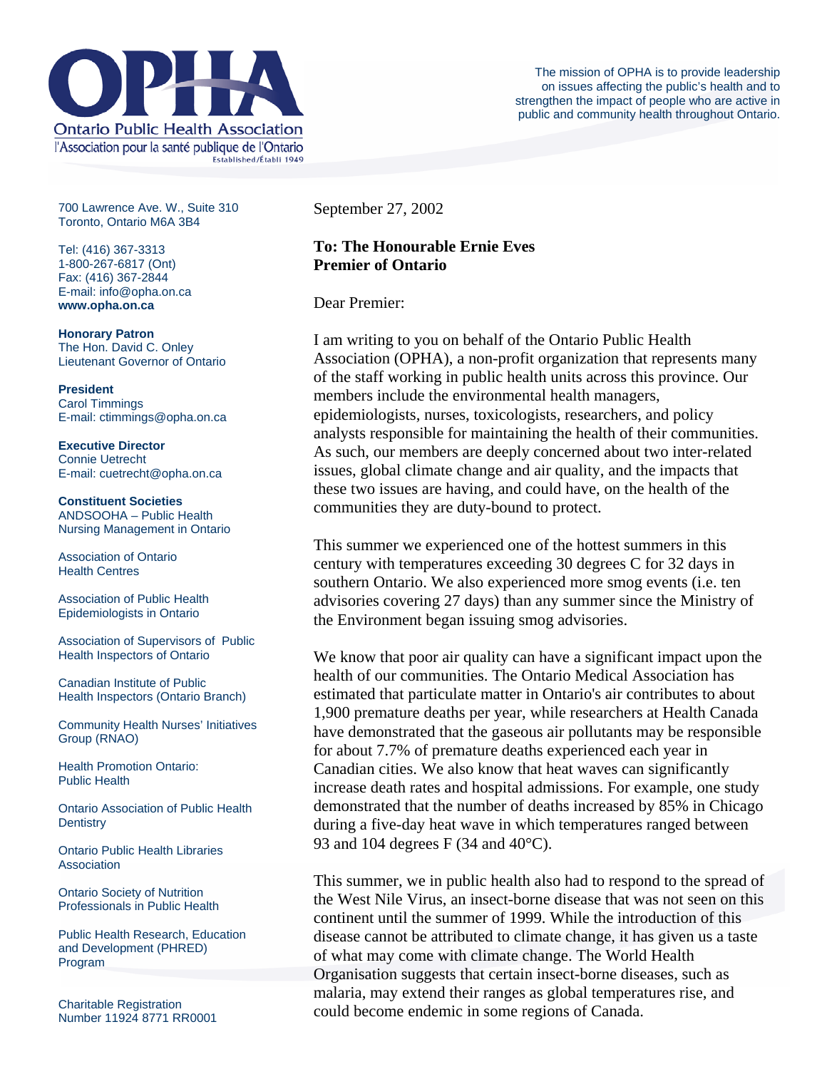# OPHA

**Ontario Public Health Association**
l'Association pour la santé publique de l'Ontario
Established/Établi 1949

The mission of OPHA is to provide leadership on issues affecting the public's health and to strengthen the impact of people who are active in public and community health throughout Ontario.

700 Lawrence Ave. W., Suite 310
Toronto, Ontario M6A 3B4

Tel: (416) 367-3313
1-800-267-6817 (Ont)
Fax: (416) 367-2844
E-mail: info@opha.on.ca
**www.opha.on.ca**

**Honorary Patron**
The Hon. David C. Onley
Lieutenant Governor of Ontario

**President**
Carol Timmings
E-mail: ctimmings@opha.on.ca

**Executive Director**
Connie Uetrecht
E-mail: cuetrecht@opha.on.ca

**Constituent Societies**

ANDSOOHA – Public Health Nursing Management in Ontario

Association of Ontario Health Centres

Association of Public Health Epidemiologists in Ontario

Association of Supervisors of Public Health Inspectors of Ontario

Canadian Institute of Public Health Inspectors (Ontario Branch)

Community Health Nurses' Initiatives Group (RNAO)

Health Promotion Ontario: Public Health

Ontario Association of Public Health Dentistry

Ontario Public Health Libraries Association

Ontario Society of Nutrition Professionals in Public Health

Public Health Research, Education and Development (PHRED) Program

Charitable Registration Number 11924 8771 RR0001

September 27, 2002

**To: The Honourable Ernie Eves**
**Premier of Ontario**

Dear Premier:

I am writing to you on behalf of the Ontario Public Health Association (OPHA), a non-profit organization that represents many of the staff working in public health units across this province. Our members include the environmental health managers, epidemiologists, nurses, toxicologists, researchers, and policy analysts responsible for maintaining the health of their communities. As such, our members are deeply concerned about two inter-related issues, global climate change and air quality, and the impacts that these two issues are having, and could have, on the health of the communities they are duty-bound to protect.

This summer we experienced one of the hottest summers in this century with temperatures exceeding 30 degrees C for 32 days in southern Ontario. We also experienced more smog events (i.e. ten advisories covering 27 days) than any summer since the Ministry of the Environment began issuing smog advisories.

We know that poor air quality can have a significant impact upon the health of our communities. The Ontario Medical Association has estimated that particulate matter in Ontario's air contributes to about 1,900 premature deaths per year, while researchers at Health Canada have demonstrated that the gaseous air pollutants may be responsible for about 7.7% of premature deaths experienced each year in Canadian cities. We also know that heat waves can significantly increase death rates and hospital admissions. For example, one study demonstrated that the number of deaths increased by 85% in Chicago during a five-day heat wave in which temperatures ranged between 93 and 104 degrees F (34 and 40°C).

This summer, we in public health also had to respond to the spread of the West Nile Virus, an insect-borne disease that was not seen on this continent until the summer of 1999. While the introduction of this disease cannot be attributed to climate change, it has given us a taste of what may come with climate change. The World Health Organisation suggests that certain insect-borne diseases, such as malaria, may extend their ranges as global temperatures rise, and could become endemic in some regions of Canada.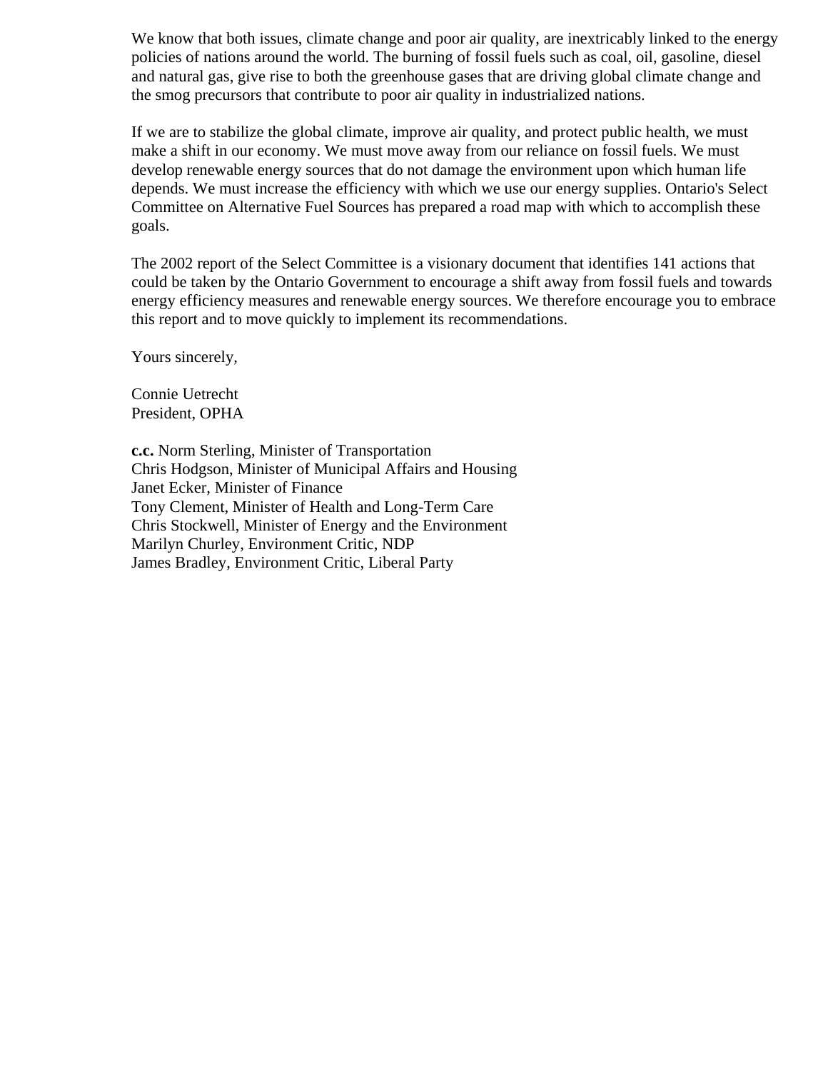We know that both issues, climate change and poor air quality, are inextricably linked to the energy policies of nations around the world. The burning of fossil fuels such as coal, oil, gasoline, diesel and natural gas, give rise to both the greenhouse gases that are driving global climate change and the smog precursors that contribute to poor air quality in industrialized nations.

If we are to stabilize the global climate, improve air quality, and protect public health, we must make a shift in our economy. We must move away from our reliance on fossil fuels. We must develop renewable energy sources that do not damage the environment upon which human life depends. We must increase the efficiency with which we use our energy supplies. Ontario's Select Committee on Alternative Fuel Sources has prepared a road map with which to accomplish these goals.

The 2002 report of the Select Committee is a visionary document that identifies 141 actions that could be taken by the Ontario Government to encourage a shift away from fossil fuels and towards energy efficiency measures and renewable energy sources. We therefore encourage you to embrace this report and to move quickly to implement its recommendations.

Yours sincerely,

Connie Uetrecht
President, OPHA

**c.c.** Norm Sterling, Minister of Transportation
Chris Hodgson, Minister of Municipal Affairs and Housing
Janet Ecker, Minister of Finance
Tony Clement, Minister of Health and Long-Term Care
Chris Stockwell, Minister of Energy and the Environment
Marilyn Churley, Environment Critic, NDP
James Bradley, Environment Critic, Liberal Party